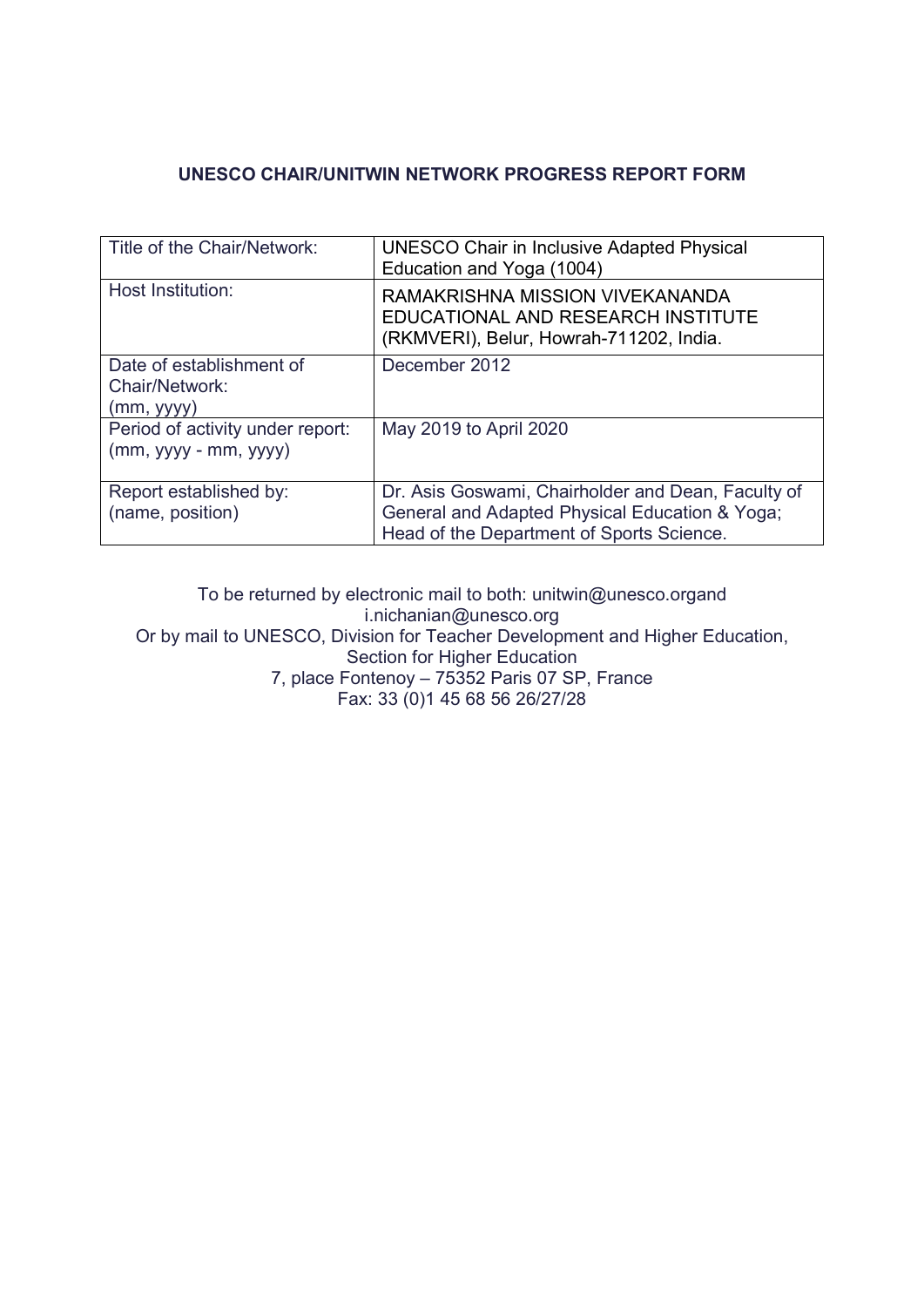# UNESCO CHAIR/UNITWIN NETWORK PROGRESS REPORT FORM

| Title of the Chair/Network: | UNESCO Chair in Inclusive Adapted Physical Education and Yoga (1004) |
|---|---|
| Host Institution: | RAMAKRISHNA MISSION VIVEKANANDA EDUCATIONAL AND RESEARCH INSTITUTE (RKMVERI), Belur, Howrah-711202, India. |
| Date of establishment of Chair/Network: (mm, yyyy) | December 2012 |
| Period of activity under report: (mm, yyyy - mm, yyyy) | May 2019 to April 2020 |
| Report established by: (name, position) | Dr. Asis Goswami, Chairholder and Dean, Faculty of General and Adapted Physical Education & Yoga; Head of the Department of Sports Science. |

To be returned by electronic mail to both: unitwin@unesco.organd i.nichanian@unesco.org
Or by mail to UNESCO, Division for Teacher Development and Higher Education, Section for Higher Education
7, place Fontenoy – 75352 Paris 07 SP, France
Fax: 33 (0)1 45 68 56 26/27/28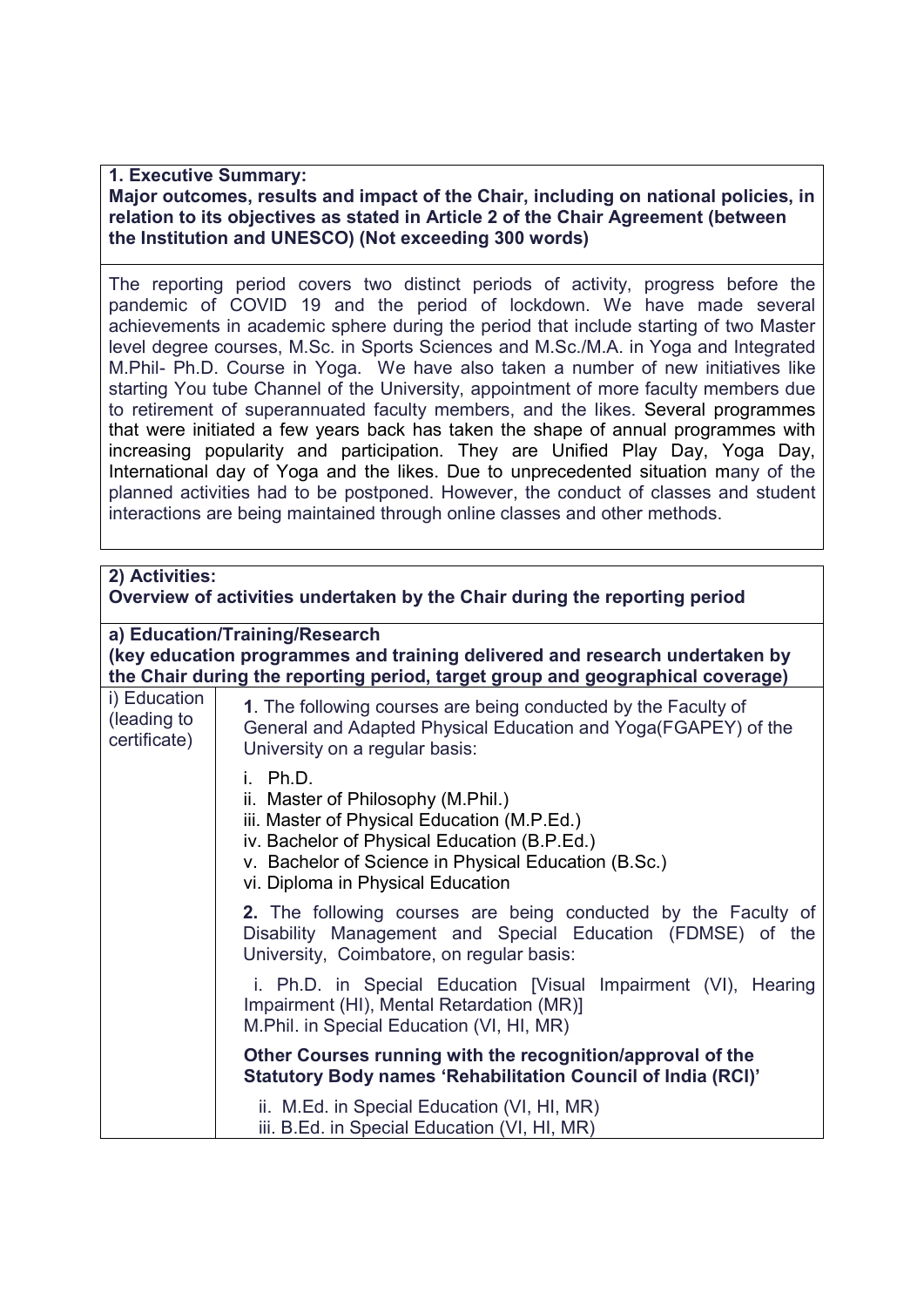**1. Executive Summary:**
**Major outcomes, results and impact of the Chair, including on national policies, in relation to its objectives as stated in Article 2 of the Chair Agreement (between the Institution and UNESCO) (Not exceeding 300 words)**

The reporting period covers two distinct periods of activity, progress before the pandemic of COVID 19 and the period of lockdown. We have made several achievements in academic sphere during the period that include starting of two Master level degree courses, M.Sc. in Sports Sciences and M.Sc./M.A. in Yoga and Integrated M.Phil- Ph.D. Course in Yoga. We have also taken a number of new initiatives like starting You tube Channel of the University, appointment of more faculty members due to retirement of superannuated faculty members, and the likes. Several programmes that were initiated a few years back has taken the shape of annual programmes with increasing popularity and participation. They are Unified Play Day, Yoga Day, International day of Yoga and the likes. Due to unprecedented situation many of the planned activities had to be postponed. However, the conduct of classes and student interactions are being maintained through online classes and other methods.

**2) Activities:**
**Overview of activities undertaken by the Chair during the reporting period**

**a) Education/Training/Research**
**(key education programmes and training delivered and research undertaken by the Chair during the reporting period, target group and geographical coverage)**

| | |
|---|---|
| i) Education (leading to certificate) | **1**. The following courses are being conducted by the Faculty of General and Adapted Physical Education and Yoga(FGAPEY) of the University on a regular basis:<br><br>i. Ph.D.<br>ii. Master of Philosophy (M.Phil.)<br>iii. Master of Physical Education (M.P.Ed.)<br>iv. Bachelor of Physical Education (B.P.Ed.)<br>v. Bachelor of Science in Physical Education (B.Sc.)<br>vi. Diploma in Physical Education<br><br>**2.** The following courses are being conducted by the Faculty of Disability Management and Special Education (FDMSE) of the University, Coimbatore, on regular basis:<br><br>i. Ph.D. in Special Education [Visual Impairment (VI), Hearing Impairment (HI), Mental Retardation (MR)]<br>M.Phil. in Special Education (VI, HI, MR)<br><br>**Other Courses running with the recognition/approval of the Statutory Body names 'Rehabilitation Council of India (RCI)'**<br><br>ii. M.Ed. in Special Education (VI, HI, MR)<br>iii. B.Ed. in Special Education (VI, HI, MR) |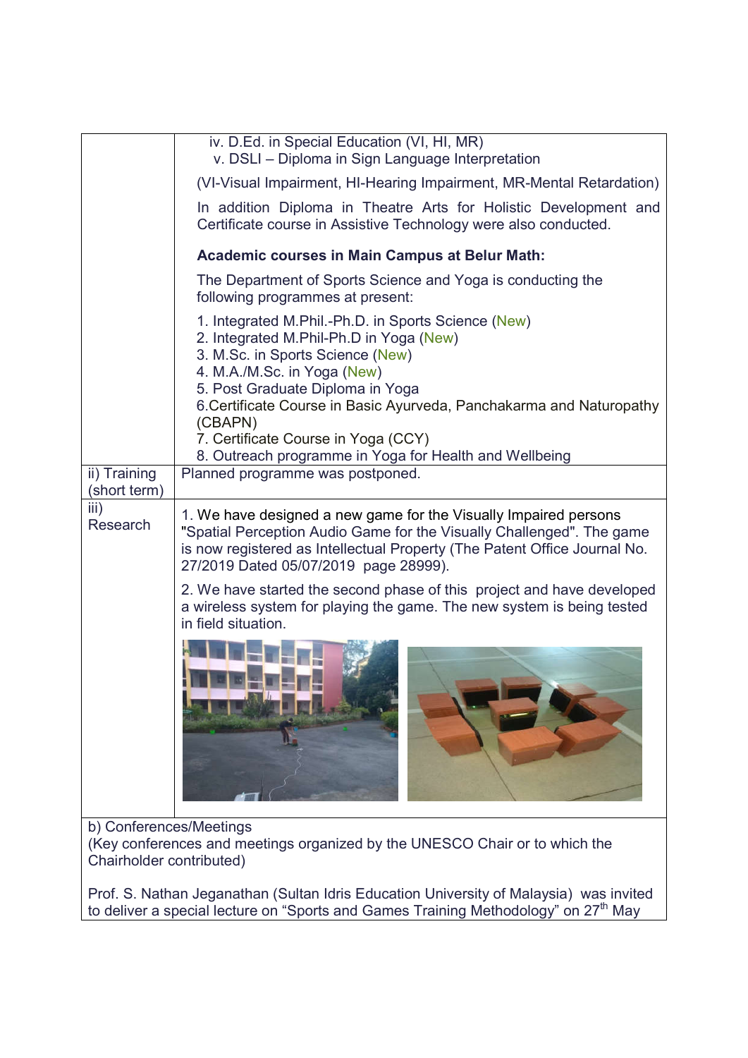|  |  |
|---|---|
|  | iv. D.Ed. in Special Education (VI, HI, MR)<br>v. DSLI – Diploma in Sign Language Interpretation<br><br>(VI-Visual Impairment, HI-Hearing Impairment, MR-Mental Retardation)<br><br>In addition Diploma in Theatre Arts for Holistic Development and Certificate course in Assistive Technology were also conducted.<br><br>**Academic courses in Main Campus at Belur Math:**<br><br>The Department of Sports Science and Yoga is conducting the following programmes at present:<br><br>1. Integrated M.Phil.-Ph.D. in Sports Science (New)<br>2. Integrated M.Phil-Ph.D in Yoga (New)<br>3. M.Sc. in Sports Science (New)<br>4. M.A./M.Sc. in Yoga (New)<br>5. Post Graduate Diploma in Yoga<br>6.Certificate Course in Basic Ayurveda, Panchakarma and Naturopathy (CBAPN)<br>7. Certificate Course in Yoga (CCY)<br>8. Outreach programme in Yoga for Health and Wellbeing |
| ii) Training (short term) | Planned programme was postponed. |
| iii) Research | 1. We have designed a new game for the Visually Impaired persons "Spatial Perception Audio Game for the Visually Challenged". The game is now registered as Intellectual Property (The Patent Office Journal No. 27/2019 Dated 05/07/2019 page 28999).<br><br>2. We have started the second phase of this project and have developed a wireless system for playing the game. The new system is being tested in field situation. |

b) Conferences/Meetings
(Key conferences and meetings organized by the UNESCO Chair or to which the Chairholder contributed)

Prof. S. Nathan Jeganathan (Sultan Idris Education University of Malaysia) was invited to deliver a special lecture on "Sports and Games Training Methodology" on 27th May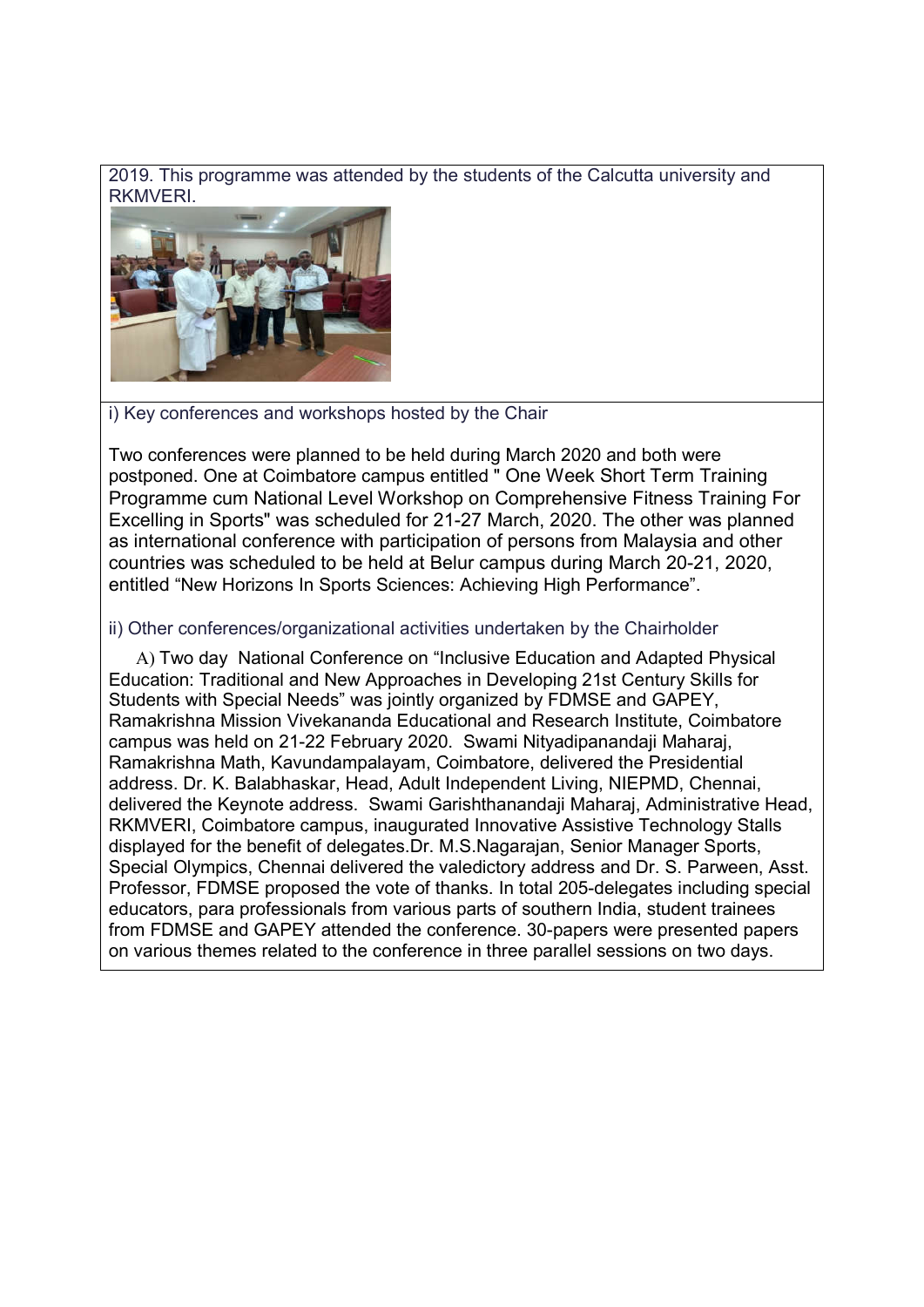2019. This programme was attended by the students of the Calcutta university and RKMVERI.

i) Key conferences and workshops hosted by the Chair

Two conferences were planned to be held during March 2020 and both were postponed. One at Coimbatore campus entitled " One Week Short Term Training Programme cum National Level Workshop on Comprehensive Fitness Training For Excelling in Sports" was scheduled for 21-27 March, 2020. The other was planned as international conference with participation of persons from Malaysia and other countries was scheduled to be held at Belur campus during March 20-21, 2020, entitled "New Horizons In Sports Sciences: Achieving High Performance".

ii) Other conferences/organizational activities undertaken by the Chairholder

A) Two day National Conference on "Inclusive Education and Adapted Physical Education: Traditional and New Approaches in Developing 21st Century Skills for Students with Special Needs" was jointly organized by FDMSE and GAPEY, Ramakrishna Mission Vivekananda Educational and Research Institute, Coimbatore campus was held on 21-22 February 2020. Swami Nityadipanandaji Maharaj, Ramakrishna Math, Kavundampalayam, Coimbatore, delivered the Presidential address. Dr. K. Balabhaskar, Head, Adult Independent Living, NIEPMD, Chennai, delivered the Keynote address. Swami Garishthanandaji Maharaj, Administrative Head, RKMVERI, Coimbatore campus, inaugurated Innovative Assistive Technology Stalls displayed for the benefit of delegates.Dr. M.S.Nagarajan, Senior Manager Sports, Special Olympics, Chennai delivered the valedictory address and Dr. S. Parween, Asst. Professor, FDMSE proposed the vote of thanks. In total 205-delegates including special educators, para professionals from various parts of southern India, student trainees from FDMSE and GAPEY attended the conference. 30-papers were presented papers on various themes related to the conference in three parallel sessions on two days.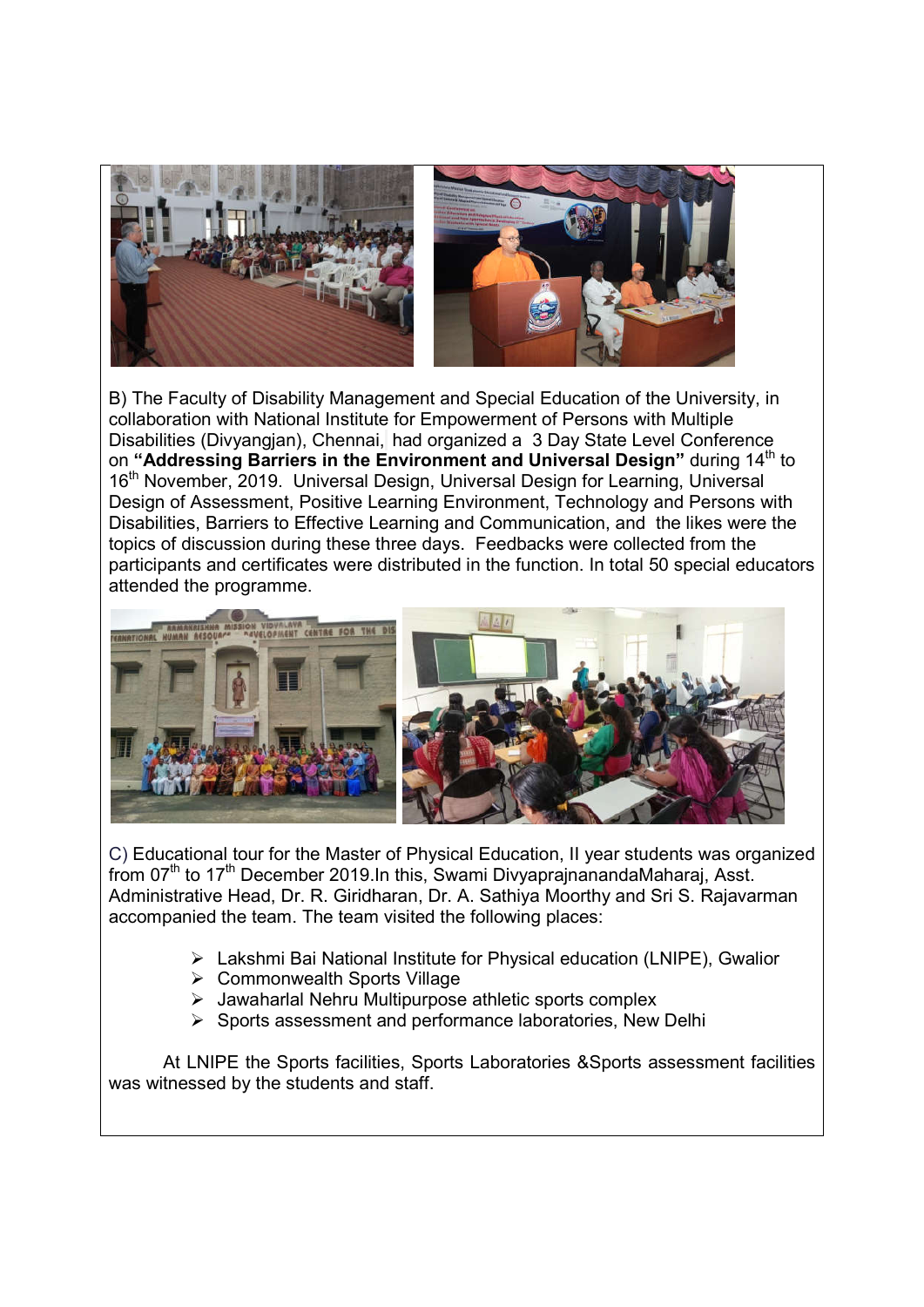B) The Faculty of Disability Management and Special Education of the University, in collaboration with National Institute for Empowerment of Persons with Multiple Disabilities (Divyangjan), Chennai, had organized a 3 Day State Level Conference on **"Addressing Barriers in the Environment and Universal Design"** during 14th to 16th November, 2019. Universal Design, Universal Design for Learning, Universal Design of Assessment, Positive Learning Environment, Technology and Persons with Disabilities, Barriers to Effective Learning and Communication, and the likes were the topics of discussion during these three days. Feedbacks were collected from the participants and certificates were distributed in the function. In total 50 special educators attended the programme.

C) Educational tour for the Master of Physical Education, II year students was organized from 07th to 17th December 2019.In this, Swami DivyaprajnanandaMaharaj, Asst. Administrative Head, Dr. R. Giridharan, Dr. A. Sathiya Moorthy and Sri S. Rajavarman accompanied the team. The team visited the following places:

- Lakshmi Bai National Institute for Physical education (LNIPE), Gwalior
- Commonwealth Sports Village
- Jawaharlal Nehru Multipurpose athletic sports complex
- Sports assessment and performance laboratories, New Delhi

At LNIPE the Sports facilities, Sports Laboratories &Sports assessment facilities was witnessed by the students and staff.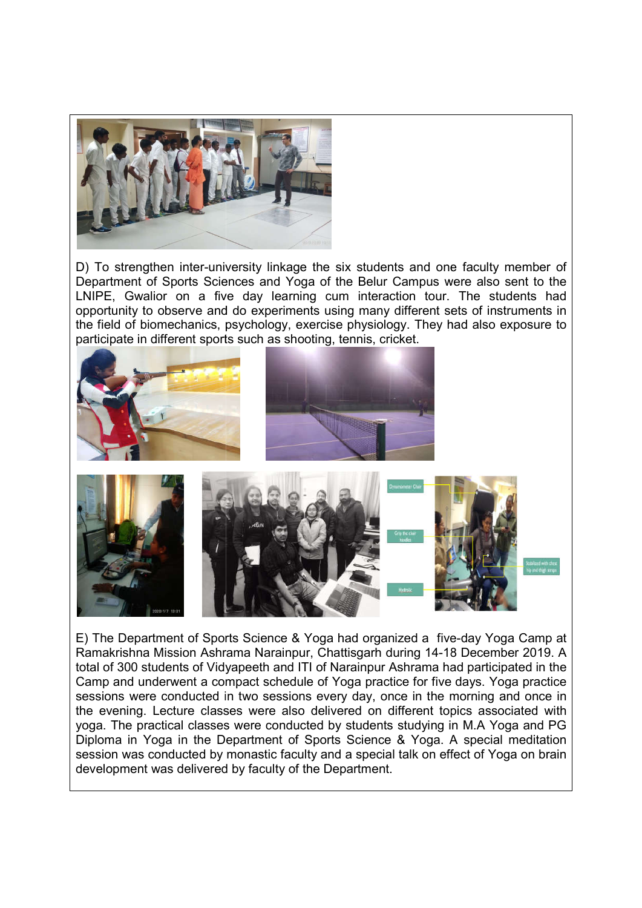D) To strengthen inter-university linkage the six students and one faculty member of Department of Sports Sciences and Yoga of the Belur Campus were also sent to the LNIPE, Gwalior on a five day learning cum interaction tour. The students had opportunity to observe and do experiments using many different sets of instruments in the field of biomechanics, psychology, exercise physiology. They had also exposure to participate in different sports such as shooting, tennis, cricket.

E) The Department of Sports Science & Yoga had organized a five-day Yoga Camp at Ramakrishna Mission Ashrama Narainpur, Chattisgarh during 14-18 December 2019. A total of 300 students of Vidyapeeth and ITI of Narainpur Ashrama had participated in the Camp and underwent a compact schedule of Yoga practice for five days. Yoga practice sessions were conducted in two sessions every day, once in the morning and once in the evening. Lecture classes were also delivered on different topics associated with yoga. The practical classes were conducted by students studying in M.A Yoga and PG Diploma in Yoga in the Department of Sports Science & Yoga. A special meditation session was conducted by monastic faculty and a special talk on effect of Yoga on brain development was delivered by faculty of the Department.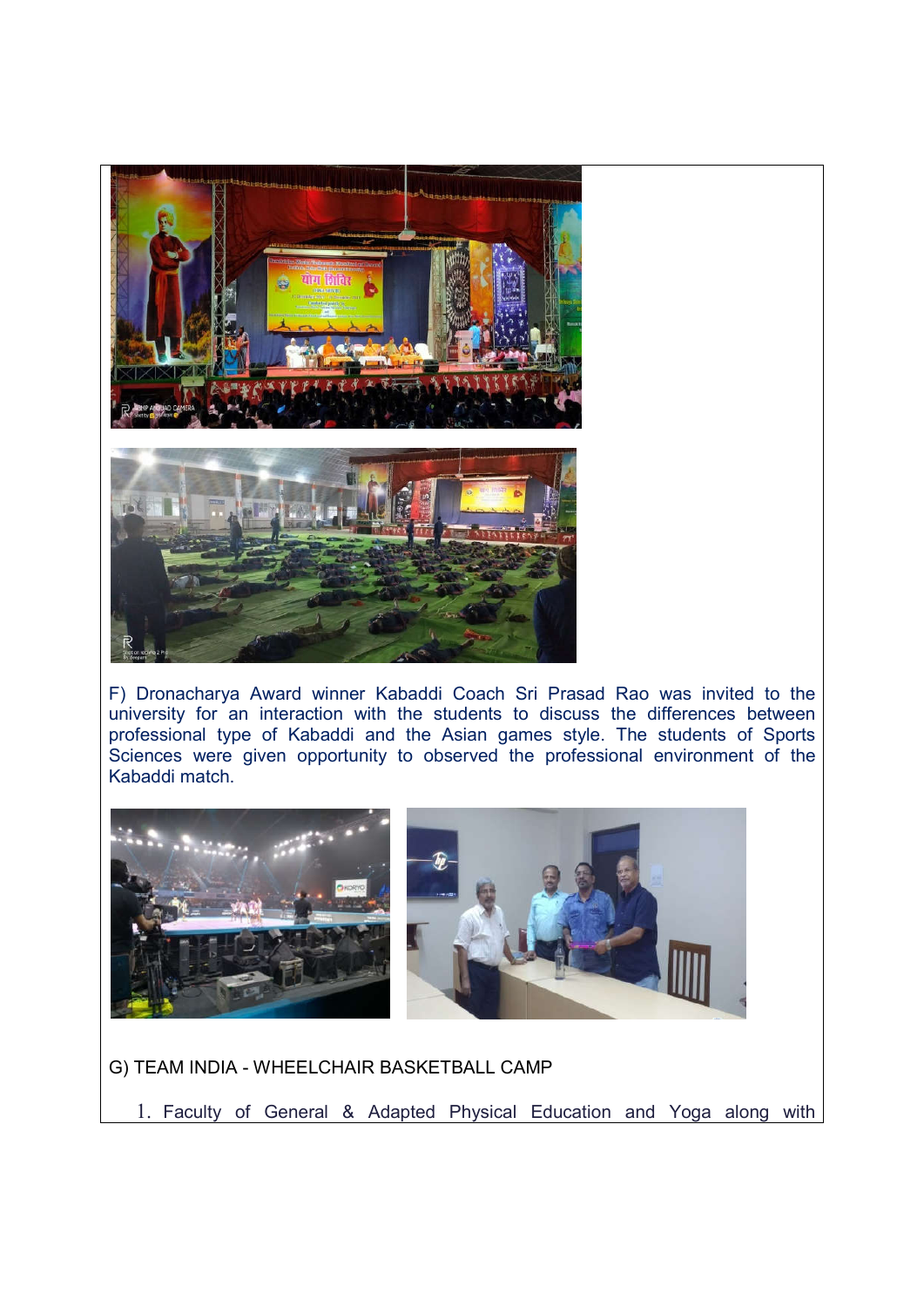F) Dronacharya Award winner Kabaddi Coach Sri Prasad Rao was invited to the university for an interaction with the students to discuss the differences between professional type of Kabaddi and the Asian games style. The students of Sports Sciences were given opportunity to observed the professional environment of the Kabaddi match.

G) TEAM INDIA - WHEELCHAIR BASKETBALL CAMP

1. Faculty of General & Adapted Physical Education and Yoga along with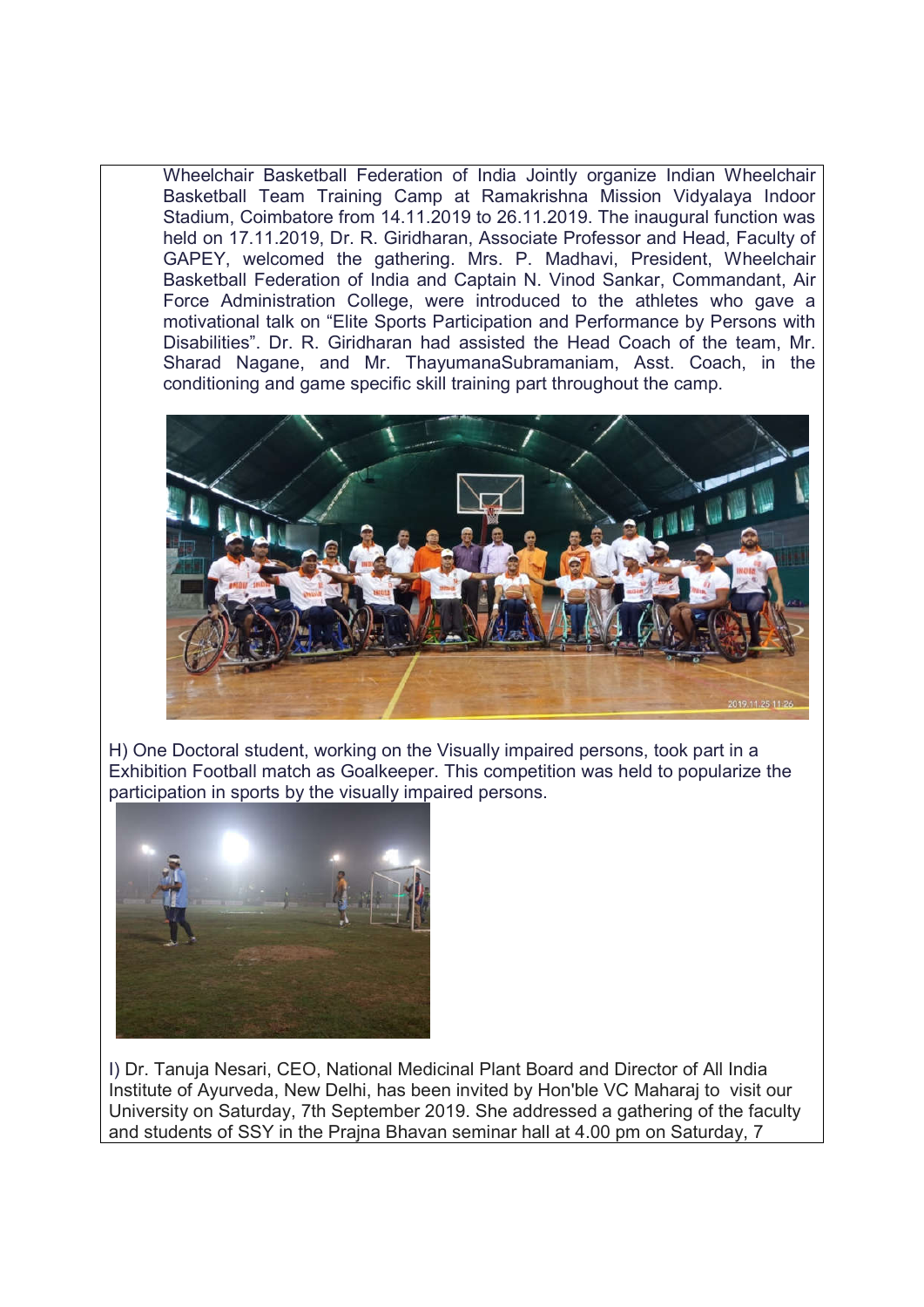Wheelchair Basketball Federation of India Jointly organize Indian Wheelchair Basketball Team Training Camp at Ramakrishna Mission Vidyalaya Indoor Stadium, Coimbatore from 14.11.2019 to 26.11.2019. The inaugural function was held on 17.11.2019, Dr. R. Giridharan, Associate Professor and Head, Faculty of GAPEY, welcomed the gathering. Mrs. P. Madhavi, President, Wheelchair Basketball Federation of India and Captain N. Vinod Sankar, Commandant, Air Force Administration College, were introduced to the athletes who gave a motivational talk on "Elite Sports Participation and Performance by Persons with Disabilities". Dr. R. Giridharan had assisted the Head Coach of the team, Mr. Sharad Nagane, and Mr. ThayumanaSubramaniam, Asst. Coach, in the conditioning and game specific skill training part throughout the camp.

H) One Doctoral student, working on the Visually impaired persons, took part in a Exhibition Football match as Goalkeeper. This competition was held to popularize the participation in sports by the visually impaired persons.

I) Dr. Tanuja Nesari, CEO, National Medicinal Plant Board and Director of All India Institute of Ayurveda, New Delhi, has been invited by Hon'ble VC Maharaj to visit our University on Saturday, 7th September 2019. She addressed a gathering of the faculty and students of SSY in the Prajna Bhavan seminar hall at 4.00 pm on Saturday, 7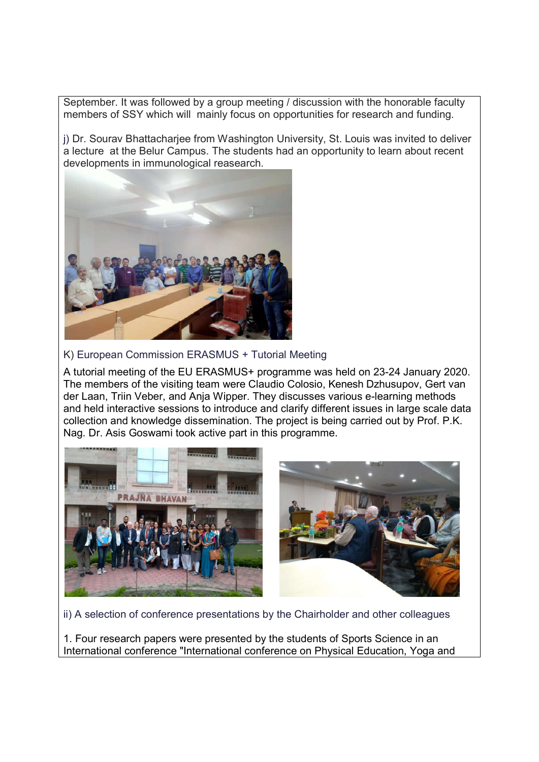September. It was followed by a group meeting / discussion with the honorable faculty members of SSY which will mainly focus on opportunities for research and funding.

j) Dr. Sourav Bhattacharjee from Washington University, St. Louis was invited to deliver a lecture at the Belur Campus. The students had an opportunity to learn about recent developments in immunological reasearch.

K) European Commission ERASMUS + Tutorial Meeting

A tutorial meeting of the EU ERASMUS+ programme was held on 23-24 January 2020. The members of the visiting team were Claudio Colosio, Kenesh Dzhusupov, Gert van der Laan, Triin Veber, and Anja Wipper. They discusses various e-learning methods and held interactive sessions to introduce and clarify different issues in large scale data collection and knowledge dissemination. The project is being carried out by Prof. P.K. Nag. Dr. Asis Goswami took active part in this programme.

ii) A selection of conference presentations by the Chairholder and other colleagues

1. Four research papers were presented by the students of Sports Science in an International conference "International conference on Physical Education, Yoga and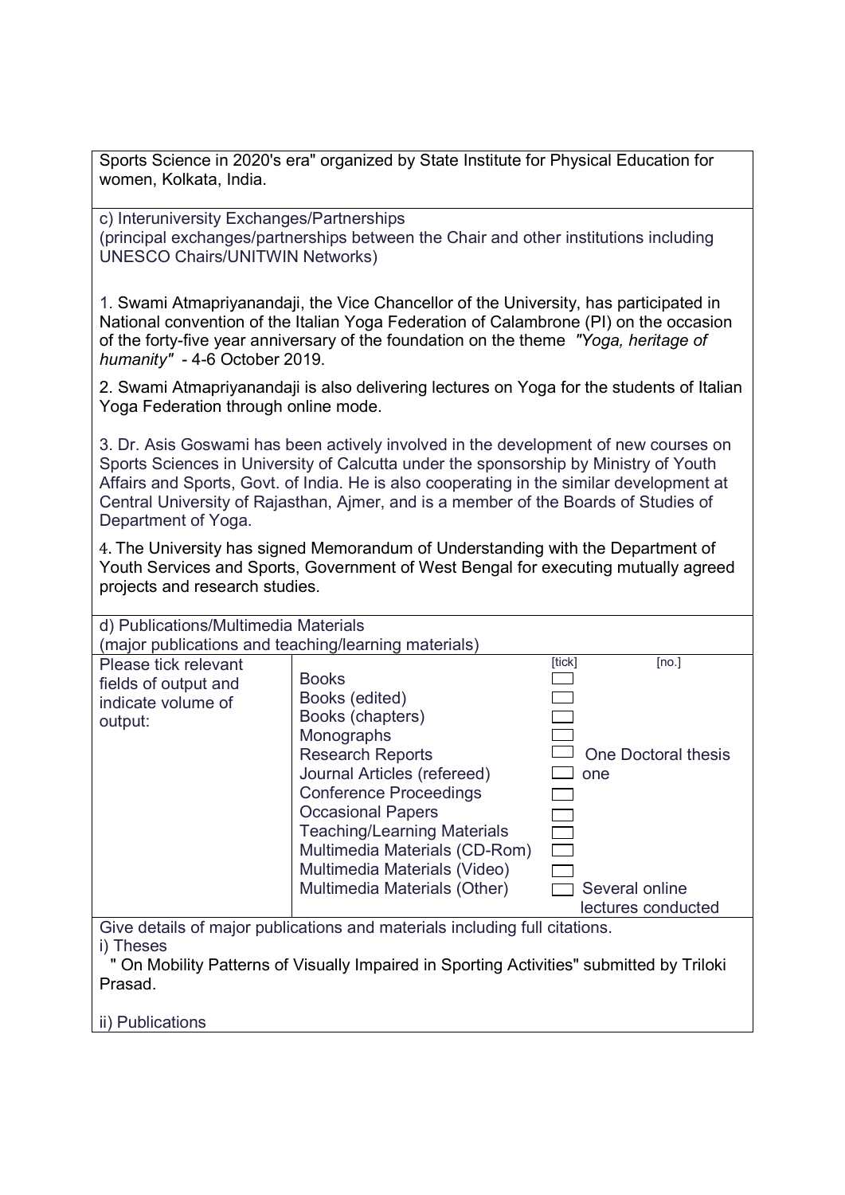Sports Science in 2020's era" organized by State Institute for Physical Education for women, Kolkata, India.

c) Interuniversity Exchanges/Partnerships
(principal exchanges/partnerships between the Chair and other institutions including UNESCO Chairs/UNITWIN Networks)

1. Swami Atmapriyanandaji, the Vice Chancellor of the University, has participated in National convention of the Italian Yoga Federation of Calambrone (PI) on the occasion of the forty-five year anniversary of the foundation on the theme *"Yoga, heritage of humanity"* - 4-6 October 2019.

2. Swami Atmapriyanandaji is also delivering lectures on Yoga for the students of Italian Yoga Federation through online mode.

3. Dr. Asis Goswami has been actively involved in the development of new courses on Sports Sciences in University of Calcutta under the sponsorship by Ministry of Youth Affairs and Sports, Govt. of India. He is also cooperating in the similar development at Central University of Rajasthan, Ajmer, and is a member of the Boards of Studies of Department of Yoga.

4. The University has signed Memorandum of Understanding with the Department of Youth Services and Sports, Government of West Bengal for executing mutually agreed projects and research studies.

d) Publications/Multimedia Materials
(major publications and teaching/learning materials)

| Please tick relevant fields of output and indicate volume of output: | | [tick] | [no.] |
|---|---|---|---|
| | Books | ☐ | |
| | Books (edited) | ☐ | |
| | Books (chapters) | ☐ | |
| | Monographs | ☐ | |
| | Research Reports | ☐ | One Doctoral thesis |
| | Journal Articles (refereed) | ☐ | one |
| | Conference Proceedings | ☐ | |
| | Occasional Papers | ☐ | |
| | Teaching/Learning Materials | ☐ | |
| | Multimedia Materials (CD-Rom) | ☐ | |
| | Multimedia Materials (Video) | ☐ | |
| | Multimedia Materials (Other) | ☐ | Several online lectures conducted |

Give details of major publications and materials including full citations.

i) Theses

" On Mobility Patterns of Visually Impaired in Sporting Activities" submitted by Triloki Prasad.

ii) Publications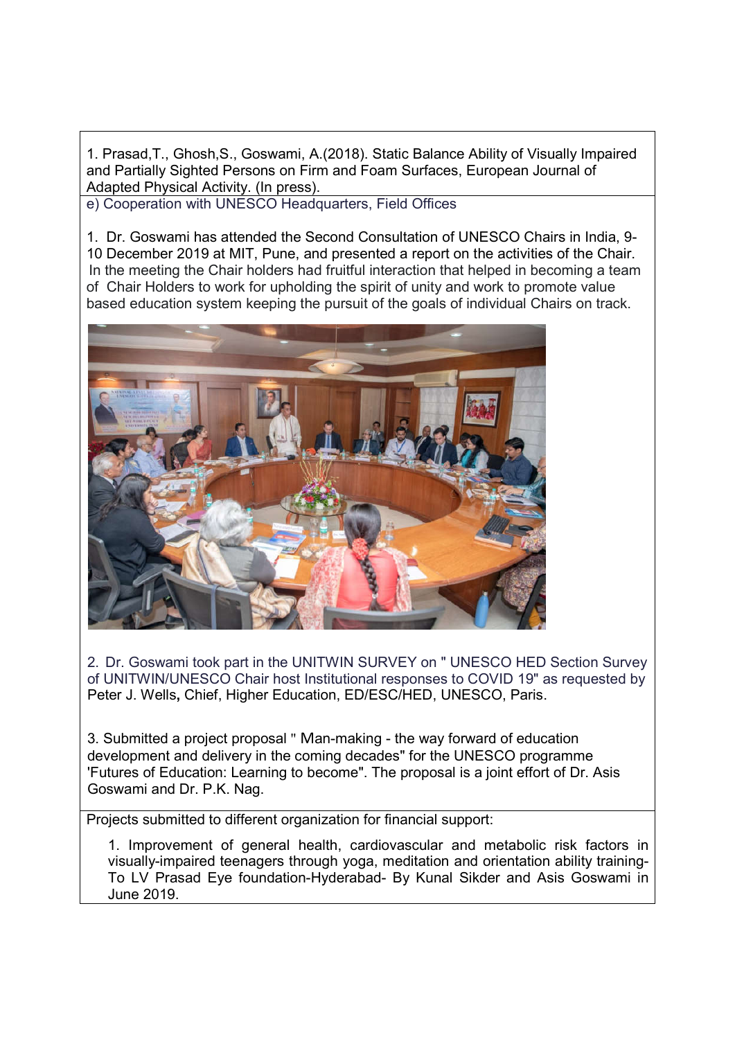1. Prasad,T., Ghosh,S., Goswami, A.(2018). Static Balance Ability of Visually Impaired and Partially Sighted Persons on Firm and Foam Surfaces, European Journal of Adapted Physical Activity. (In press).

e) Cooperation with UNESCO Headquarters, Field Offices

1. Dr. Goswami has attended the Second Consultation of UNESCO Chairs in India, 9-10 December 2019 at MIT, Pune, and presented a report on the activities of the Chair. In the meeting the Chair holders had fruitful interaction that helped in becoming a team of Chair Holders to work for upholding the spirit of unity and work to promote value based education system keeping the pursuit of the goals of individual Chairs on track.

2. Dr. Goswami took part in the UNITWIN SURVEY on " UNESCO HED Section Survey of UNITWIN/UNESCO Chair host Institutional responses to COVID 19" as requested by Peter J. Wells, Chief, Higher Education, ED/ESC/HED, UNESCO, Paris.

3. Submitted a project proposal " Man-making - the way forward of education development and delivery in the coming decades" for the UNESCO programme 'Futures of Education: Learning to become". The proposal is a joint effort of Dr. Asis Goswami and Dr. P.K. Nag.

Projects submitted to different organization for financial support:

1. Improvement of general health, cardiovascular and metabolic risk factors in visually-impaired teenagers through yoga, meditation and orientation ability training- To LV Prasad Eye foundation-Hyderabad- By Kunal Sikder and Asis Goswami in June 2019.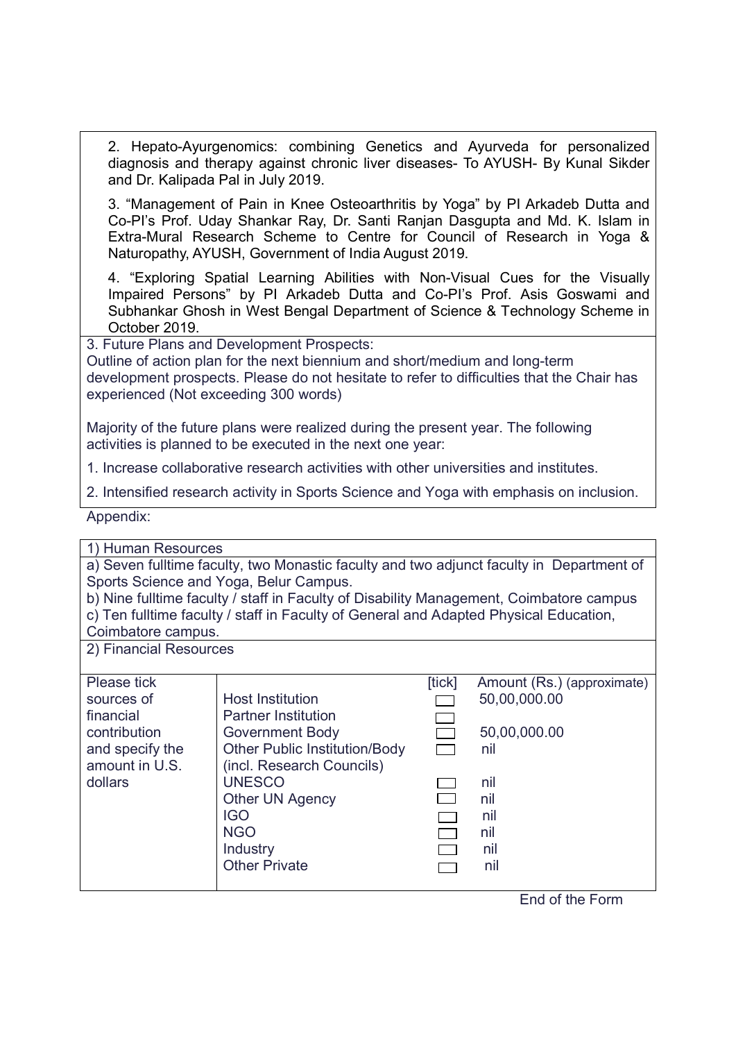2. Hepato-Ayurgenomics: combining Genetics and Ayurveda for personalized diagnosis and therapy against chronic liver diseases- To AYUSH- By Kunal Sikder and Dr. Kalipada Pal in July 2019.

3. "Management of Pain in Knee Osteoarthritis by Yoga" by PI Arkadeb Dutta and Co-PI's Prof. Uday Shankar Ray, Dr. Santi Ranjan Dasgupta and Md. K. Islam in Extra-Mural Research Scheme to Centre for Council of Research in Yoga & Naturopathy, AYUSH, Government of India August 2019.

4. "Exploring Spatial Learning Abilities with Non-Visual Cues for the Visually Impaired Persons" by PI Arkadeb Dutta and Co-PI's Prof. Asis Goswami and Subhankar Ghosh in West Bengal Department of Science & Technology Scheme in October 2019.

3. Future Plans and Development Prospects:
Outline of action plan for the next biennium and short/medium and long-term development prospects. Please do not hesitate to refer to difficulties that the Chair has experienced (Not exceeding 300 words)

Majority of the future plans were realized during the present year. The following activities is planned to be executed in the next one year:

1. Increase collaborative research activities with other universities and institutes.

2. Intensified research activity in Sports Science and Yoga with emphasis on inclusion.

Appendix:

1) Human Resources

a) Seven fulltime faculty, two Monastic faculty and two adjunct faculty in Department of Sports Science and Yoga, Belur Campus.
b) Nine fulltime faculty / staff in Faculty of Disability Management, Coimbatore campus
c) Ten fulltime faculty / staff in Faculty of General and Adapted Physical Education, Coimbatore campus.

2) Financial Resources

| Please tick sources of financial contribution and specify the amount in U.S. dollars | | [tick] | Amount (Rs.) (approximate) |
|---|---|---|---|
| | Host Institution | ☐ | 50,00,000.00 |
| | Partner Institution | ☐ | |
| | Government Body | ☐ | 50,00,000.00 |
| | Other Public Institution/Body (incl. Research Councils) | ☐ | nil |
| | UNESCO | ☐ | nil |
| | Other UN Agency | ☐ | nil |
| | IGO | ☐ | nil |
| | NGO | ☐ | nil |
| | Industry | ☐ | nil |
| | Other Private | ☐ | nil |

End of the Form